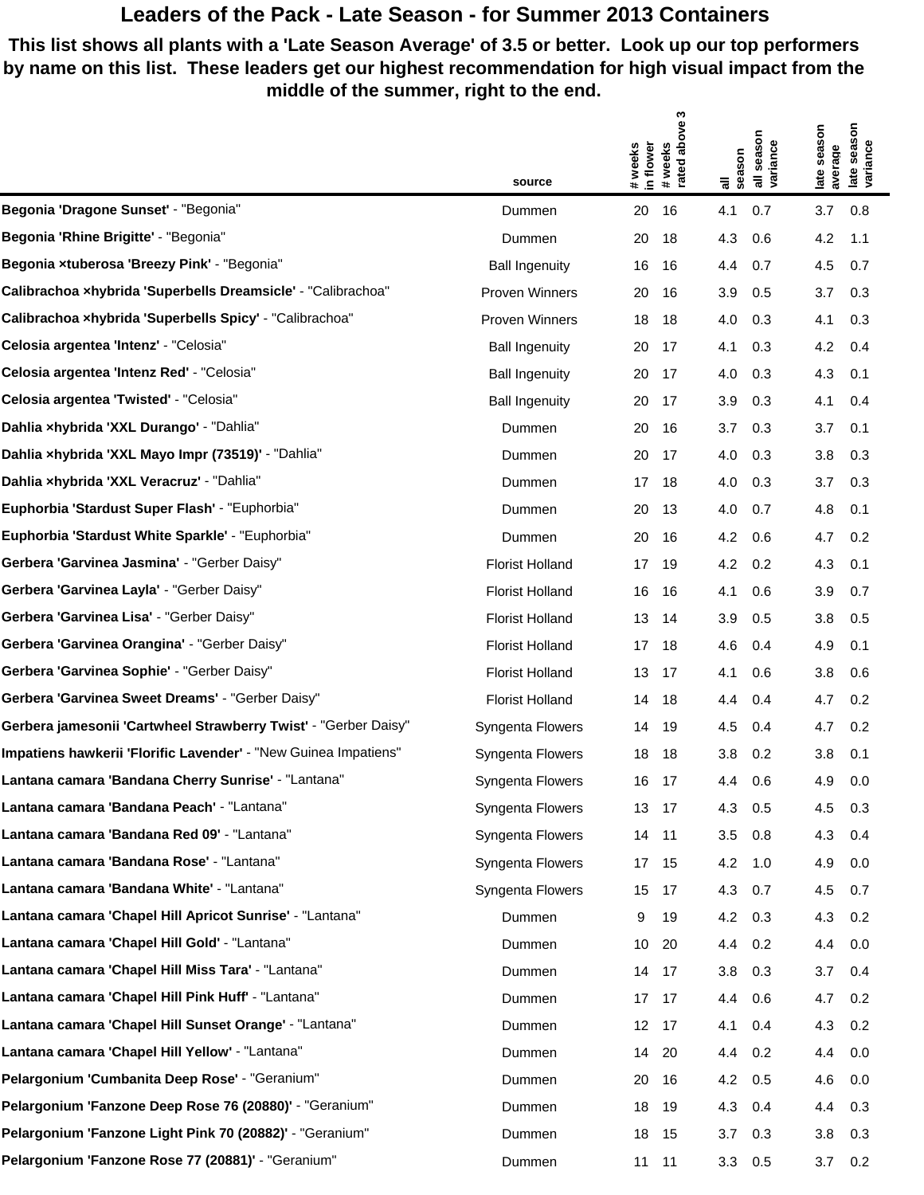# Leaders of the Pack - Late Season - for Summer 2013 Containers

**This list shows all plants with a 'Late Season Average' of 3.5 or better. Look up our top performers by name on this list. These leaders get our highest recommendation for high visual impact from the middle of the summer, right to the end.**

| | source | # weeks in flower | # weeks rated above 3 | all season | all season variance | late season average | late season variance |
|---|---|---|---|---|---|---|---|
| **Begonia 'Dragone Sunset'** - "Begonia" | Dummen | 20 | 16 | 4.1 | 0.7 | 3.7 | 0.8 |
| **Begonia 'Rhine Brigitte'** - "Begonia" | Dummen | 20 | 18 | 4.3 | 0.6 | 4.2 | 1.1 |
| **Begonia ×tuberosa 'Breezy Pink'** - "Begonia" | Ball Ingenuity | 16 | 16 | 4.4 | 0.7 | 4.5 | 0.7 |
| **Calibrachoa ×hybrida 'Superbells Dreamsicle'** - "Calibrachoa" | Proven Winners | 20 | 16 | 3.9 | 0.5 | 3.7 | 0.3 |
| **Calibrachoa ×hybrida 'Superbells Spicy'** - "Calibrachoa" | Proven Winners | 18 | 18 | 4.0 | 0.3 | 4.1 | 0.3 |
| **Celosia argentea 'Intenz'** - "Celosia" | Ball Ingenuity | 20 | 17 | 4.1 | 0.3 | 4.2 | 0.4 |
| **Celosia argentea 'Intenz Red'** - "Celosia" | Ball Ingenuity | 20 | 17 | 4.0 | 0.3 | 4.3 | 0.1 |
| **Celosia argentea 'Twisted'** - "Celosia" | Ball Ingenuity | 20 | 17 | 3.9 | 0.3 | 4.1 | 0.4 |
| **Dahlia ×hybrida 'XXL Durango'** - "Dahlia" | Dummen | 20 | 16 | 3.7 | 0.3 | 3.7 | 0.1 |
| **Dahlia ×hybrida 'XXL Mayo Impr (73519)'** - "Dahlia" | Dummen | 20 | 17 | 4.0 | 0.3 | 3.8 | 0.3 |
| **Dahlia ×hybrida 'XXL Veracruz'** - "Dahlia" | Dummen | 17 | 18 | 4.0 | 0.3 | 3.7 | 0.3 |
| **Euphorbia 'Stardust Super Flash'** - "Euphorbia" | Dummen | 20 | 13 | 4.0 | 0.7 | 4.8 | 0.1 |
| **Euphorbia 'Stardust White Sparkle'** - "Euphorbia" | Dummen | 20 | 16 | 4.2 | 0.6 | 4.7 | 0.2 |
| **Gerbera 'Garvinea Jasmina'** - "Gerber Daisy" | Florist Holland | 17 | 19 | 4.2 | 0.2 | 4.3 | 0.1 |
| **Gerbera 'Garvinea Layla'** - "Gerber Daisy" | Florist Holland | 16 | 16 | 4.1 | 0.6 | 3.9 | 0.7 |
| **Gerbera 'Garvinea Lisa'** - "Gerber Daisy" | Florist Holland | 13 | 14 | 3.9 | 0.5 | 3.8 | 0.5 |
| **Gerbera 'Garvinea Orangina'** - "Gerber Daisy" | Florist Holland | 17 | 18 | 4.6 | 0.4 | 4.9 | 0.1 |
| **Gerbera 'Garvinea Sophie'** - "Gerber Daisy" | Florist Holland | 13 | 17 | 4.1 | 0.6 | 3.8 | 0.6 |
| **Gerbera 'Garvinea Sweet Dreams'** - "Gerber Daisy" | Florist Holland | 14 | 18 | 4.4 | 0.4 | 4.7 | 0.2 |
| **Gerbera jamesonii 'Cartwheel Strawberry Twist'** - "Gerber Daisy" | Syngenta Flowers | 14 | 19 | 4.5 | 0.4 | 4.7 | 0.2 |
| **Impatiens hawkerii 'Florific Lavender'** - "New Guinea Impatiens" | Syngenta Flowers | 18 | 18 | 3.8 | 0.2 | 3.8 | 0.1 |
| **Lantana camara 'Bandana Cherry Sunrise'** - "Lantana" | Syngenta Flowers | 16 | 17 | 4.4 | 0.6 | 4.9 | 0.0 |
| **Lantana camara 'Bandana Peach'** - "Lantana" | Syngenta Flowers | 13 | 17 | 4.3 | 0.5 | 4.5 | 0.3 |
| **Lantana camara 'Bandana Red 09'** - "Lantana" | Syngenta Flowers | 14 | 11 | 3.5 | 0.8 | 4.3 | 0.4 |
| **Lantana camara 'Bandana Rose'** - "Lantana" | Syngenta Flowers | 17 | 15 | 4.2 | 1.0 | 4.9 | 0.0 |
| **Lantana camara 'Bandana White'** - "Lantana" | Syngenta Flowers | 15 | 17 | 4.3 | 0.7 | 4.5 | 0.7 |
| **Lantana camara 'Chapel Hill Apricot Sunrise'** - "Lantana" | Dummen | 9 | 19 | 4.2 | 0.3 | 4.3 | 0.2 |
| **Lantana camara 'Chapel Hill Gold'** - "Lantana" | Dummen | 10 | 20 | 4.4 | 0.2 | 4.4 | 0.0 |
| **Lantana camara 'Chapel Hill Miss Tara'** - "Lantana" | Dummen | 14 | 17 | 3.8 | 0.3 | 3.7 | 0.4 |
| **Lantana camara 'Chapel Hill Pink Huff'** - "Lantana" | Dummen | 17 | 17 | 4.4 | 0.6 | 4.7 | 0.2 |
| **Lantana camara 'Chapel Hill Sunset Orange'** - "Lantana" | Dummen | 12 | 17 | 4.1 | 0.4 | 4.3 | 0.2 |
| **Lantana camara 'Chapel Hill Yellow'** - "Lantana" | Dummen | 14 | 20 | 4.4 | 0.2 | 4.4 | 0.0 |
| **Pelargonium 'Cumbanita Deep Rose'** - "Geranium" | Dummen | 20 | 16 | 4.2 | 0.5 | 4.6 | 0.0 |
| **Pelargonium 'Fanzone Deep Rose 76 (20880)'** - "Geranium" | Dummen | 18 | 19 | 4.3 | 0.4 | 4.4 | 0.3 |
| **Pelargonium 'Fanzone Light Pink 70 (20882)'** - "Geranium" | Dummen | 18 | 15 | 3.7 | 0.3 | 3.8 | 0.3 |
| **Pelargonium 'Fanzone Rose 77 (20881)'** - "Geranium" | Dummen | 11 | 11 | 3.3 | 0.5 | 3.7 | 0.2 |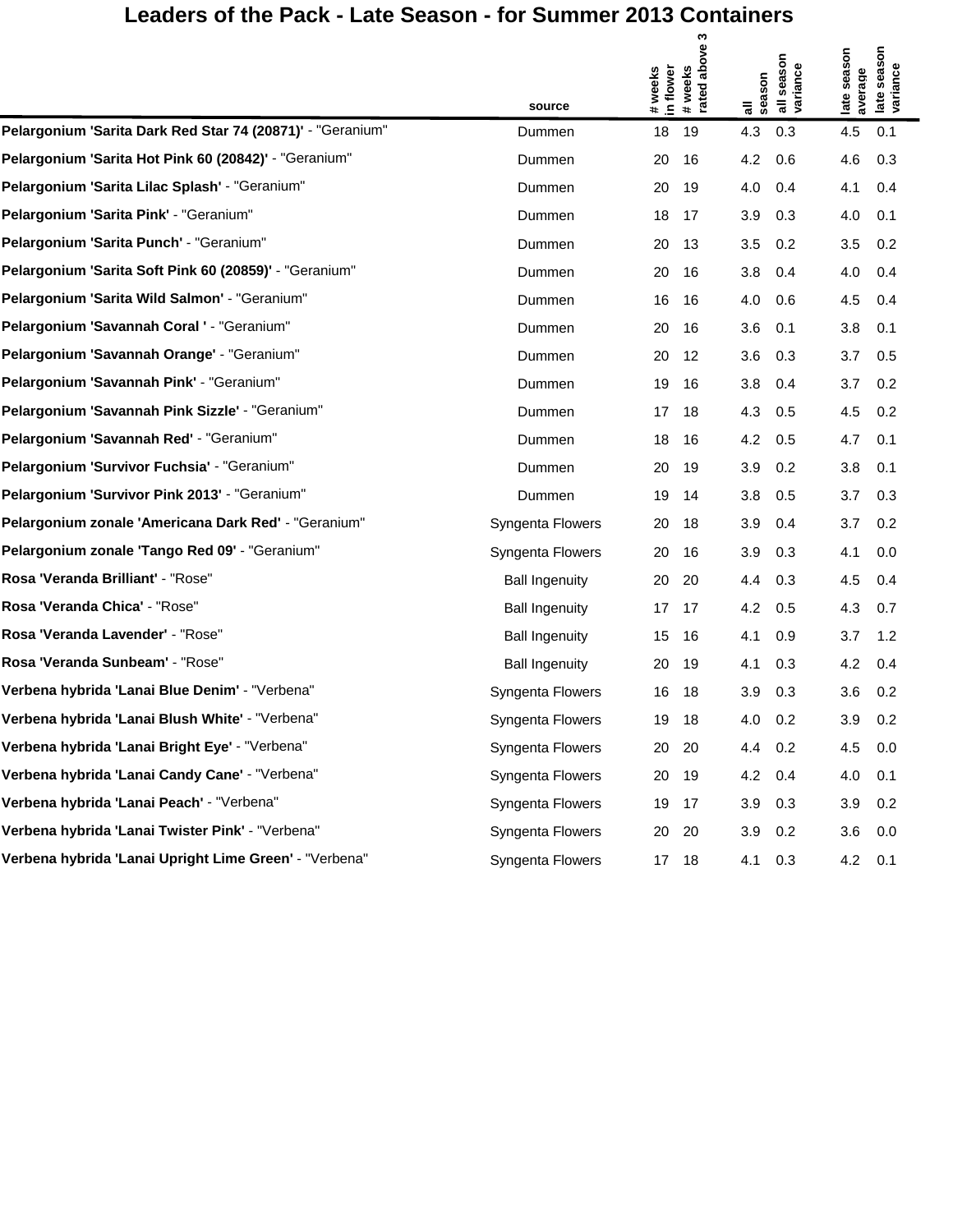# Leaders of the Pack - Late Season - for Summer 2013 Containers

| | source | # weeks in flower | # weeks rated above 3 | all season | all season variance | late season average | late season variance |
|---|---|---|---|---|---|---|---|
| **Pelargonium 'Sarita Dark Red Star 74 (20871)'** - "Geranium" | Dummen | 18 | 19 | 4.3 | 0.3 | 4.5 | 0.1 |
| **Pelargonium 'Sarita Hot Pink 60 (20842)'** - "Geranium" | Dummen | 20 | 16 | 4.2 | 0.6 | 4.6 | 0.3 |
| **Pelargonium 'Sarita Lilac Splash'** - "Geranium" | Dummen | 20 | 19 | 4.0 | 0.4 | 4.1 | 0.4 |
| **Pelargonium 'Sarita Pink'** - "Geranium" | Dummen | 18 | 17 | 3.9 | 0.3 | 4.0 | 0.1 |
| **Pelargonium 'Sarita Punch'** - "Geranium" | Dummen | 20 | 13 | 3.5 | 0.2 | 3.5 | 0.2 |
| **Pelargonium 'Sarita Soft Pink 60 (20859)'** - "Geranium" | Dummen | 20 | 16 | 3.8 | 0.4 | 4.0 | 0.4 |
| **Pelargonium 'Sarita Wild Salmon'** - "Geranium" | Dummen | 16 | 16 | 4.0 | 0.6 | 4.5 | 0.4 |
| **Pelargonium 'Savannah Coral '** - "Geranium" | Dummen | 20 | 16 | 3.6 | 0.1 | 3.8 | 0.1 |
| **Pelargonium 'Savannah Orange'** - "Geranium" | Dummen | 20 | 12 | 3.6 | 0.3 | 3.7 | 0.5 |
| **Pelargonium 'Savannah Pink'** - "Geranium" | Dummen | 19 | 16 | 3.8 | 0.4 | 3.7 | 0.2 |
| **Pelargonium 'Savannah Pink Sizzle'** - "Geranium" | Dummen | 17 | 18 | 4.3 | 0.5 | 4.5 | 0.2 |
| **Pelargonium 'Savannah Red'** - "Geranium" | Dummen | 18 | 16 | 4.2 | 0.5 | 4.7 | 0.1 |
| **Pelargonium 'Survivor Fuchsia'** - "Geranium" | Dummen | 20 | 19 | 3.9 | 0.2 | 3.8 | 0.1 |
| **Pelargonium 'Survivor Pink 2013'** - "Geranium" | Dummen | 19 | 14 | 3.8 | 0.5 | 3.7 | 0.3 |
| **Pelargonium zonale 'Americana Dark Red'** - "Geranium" | Syngenta Flowers | 20 | 18 | 3.9 | 0.4 | 3.7 | 0.2 |
| **Pelargonium zonale 'Tango Red 09'** - "Geranium" | Syngenta Flowers | 20 | 16 | 3.9 | 0.3 | 4.1 | 0.0 |
| **Rosa 'Veranda Brilliant'** - "Rose" | Ball Ingenuity | 20 | 20 | 4.4 | 0.3 | 4.5 | 0.4 |
| **Rosa 'Veranda Chica'** - "Rose" | Ball Ingenuity | 17 | 17 | 4.2 | 0.5 | 4.3 | 0.7 |
| **Rosa 'Veranda Lavender'** - "Rose" | Ball Ingenuity | 15 | 16 | 4.1 | 0.9 | 3.7 | 1.2 |
| **Rosa 'Veranda Sunbeam'** - "Rose" | Ball Ingenuity | 20 | 19 | 4.1 | 0.3 | 4.2 | 0.4 |
| **Verbena hybrida 'Lanai Blue Denim'** - "Verbena" | Syngenta Flowers | 16 | 18 | 3.9 | 0.3 | 3.6 | 0.2 |
| **Verbena hybrida 'Lanai Blush White'** - "Verbena" | Syngenta Flowers | 19 | 18 | 4.0 | 0.2 | 3.9 | 0.2 |
| **Verbena hybrida 'Lanai Bright Eye'** - "Verbena" | Syngenta Flowers | 20 | 20 | 4.4 | 0.2 | 4.5 | 0.0 |
| **Verbena hybrida 'Lanai Candy Cane'** - "Verbena" | Syngenta Flowers | 20 | 19 | 4.2 | 0.4 | 4.0 | 0.1 |
| **Verbena hybrida 'Lanai Peach'** - "Verbena" | Syngenta Flowers | 19 | 17 | 3.9 | 0.3 | 3.9 | 0.2 |
| **Verbena hybrida 'Lanai Twister Pink'** - "Verbena" | Syngenta Flowers | 20 | 20 | 3.9 | 0.2 | 3.6 | 0.0 |
| **Verbena hybrida 'Lanai Upright Lime Green'** - "Verbena" | Syngenta Flowers | 17 | 18 | 4.1 | 0.3 | 4.2 | 0.1 |